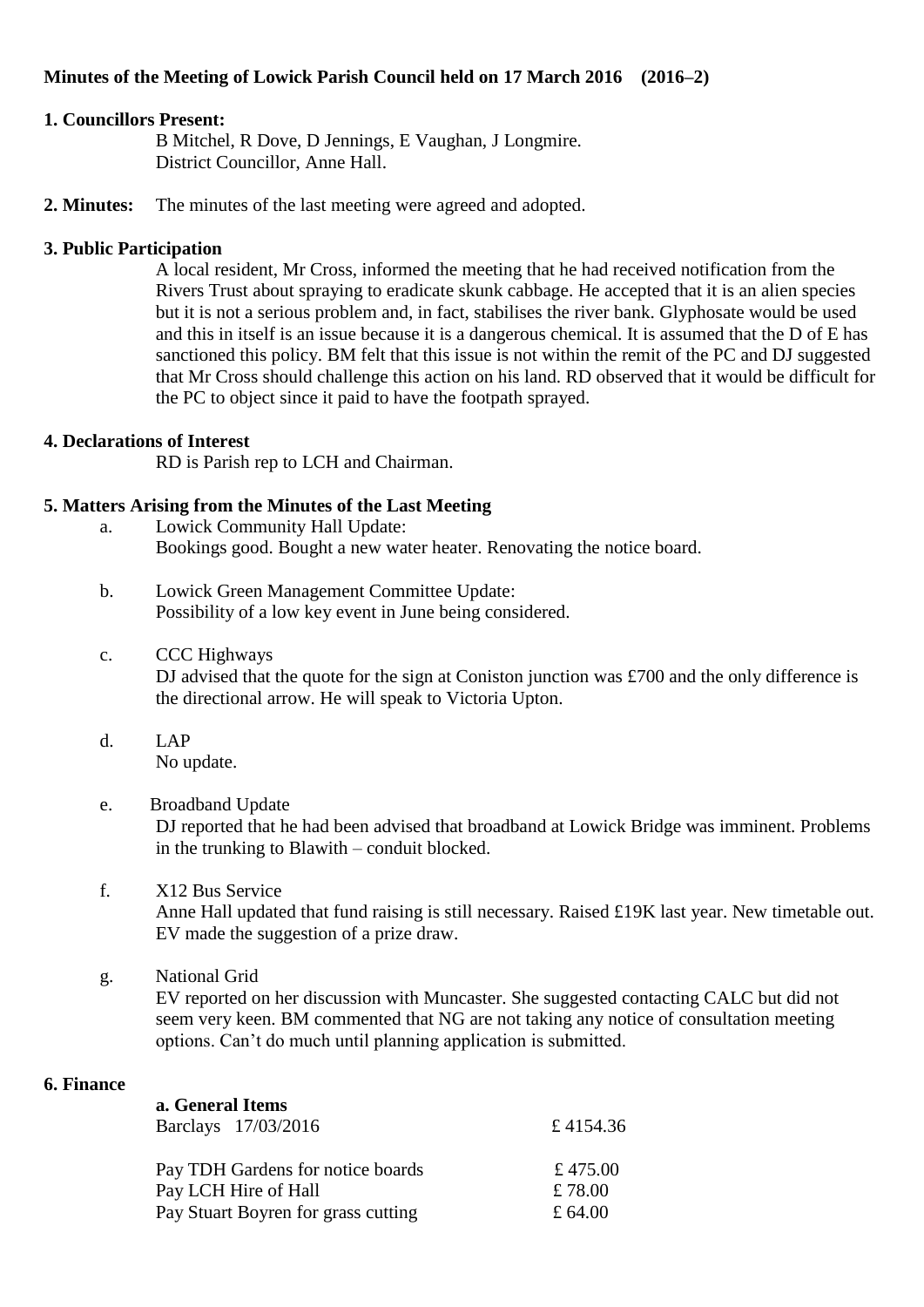**Minutes of the Meeting of Lowick Parish Council held on 17 March 2016 (2016–2)**

**1. Councillors Present:**

B Mitchel, R Dove, D Jennings, E Vaughan, J Longmire.
District Councillor, Anne Hall.

**2. Minutes:** The minutes of the last meeting were agreed and adopted.

**3. Public Participation**

A local resident, Mr Cross, informed the meeting that he had received notification from the Rivers Trust about spraying to eradicate skunk cabbage. He accepted that it is an alien species but it is not a serious problem and, in fact, stabilises the river bank. Glyphosate would be used and this in itself is an issue because it is a dangerous chemical. It is assumed that the D of E has sanctioned this policy. BM felt that this issue is not within the remit of the PC and DJ suggested that Mr Cross should challenge this action on his land. RD observed that it would be difficult for the PC to object since it paid to have the footpath sprayed.

**4. Declarations of Interest**

RD is Parish rep to LCH and Chairman.

**5. Matters Arising from the Minutes of the Last Meeting**

a. Lowick Community Hall Update:
Bookings good. Bought a new water heater. Renovating the notice board.

b. Lowick Green Management Committee Update:
Possibility of a low key event in June being considered.

c. CCC Highways
DJ advised that the quote for the sign at Coniston junction was £700 and the only difference is the directional arrow. He will speak to Victoria Upton.

d. LAP
No update.

e. Broadband Update
DJ reported that he had been advised that broadband at Lowick Bridge was imminent. Problems in the trunking to Blawith – conduit blocked.

f. X12 Bus Service
Anne Hall updated that fund raising is still necessary. Raised £19K last year. New timetable out. EV made the suggestion of a prize draw.

g. National Grid
EV reported on her discussion with Muncaster. She suggested contacting CALC but did not seem very keen. BM commented that NG are not taking any notice of consultation meeting options. Can't do much until planning application is submitted.

**6. Finance**

**a. General Items**

| | |
|---|---|
| Barclays 17/03/2016 | £ 4154.36 |
| | |
| Pay TDH Gardens for notice boards | £ 475.00 |
| Pay LCH Hire of Hall | £ 78.00 |
| Pay Stuart Boyren for grass cutting | £ 64.00 |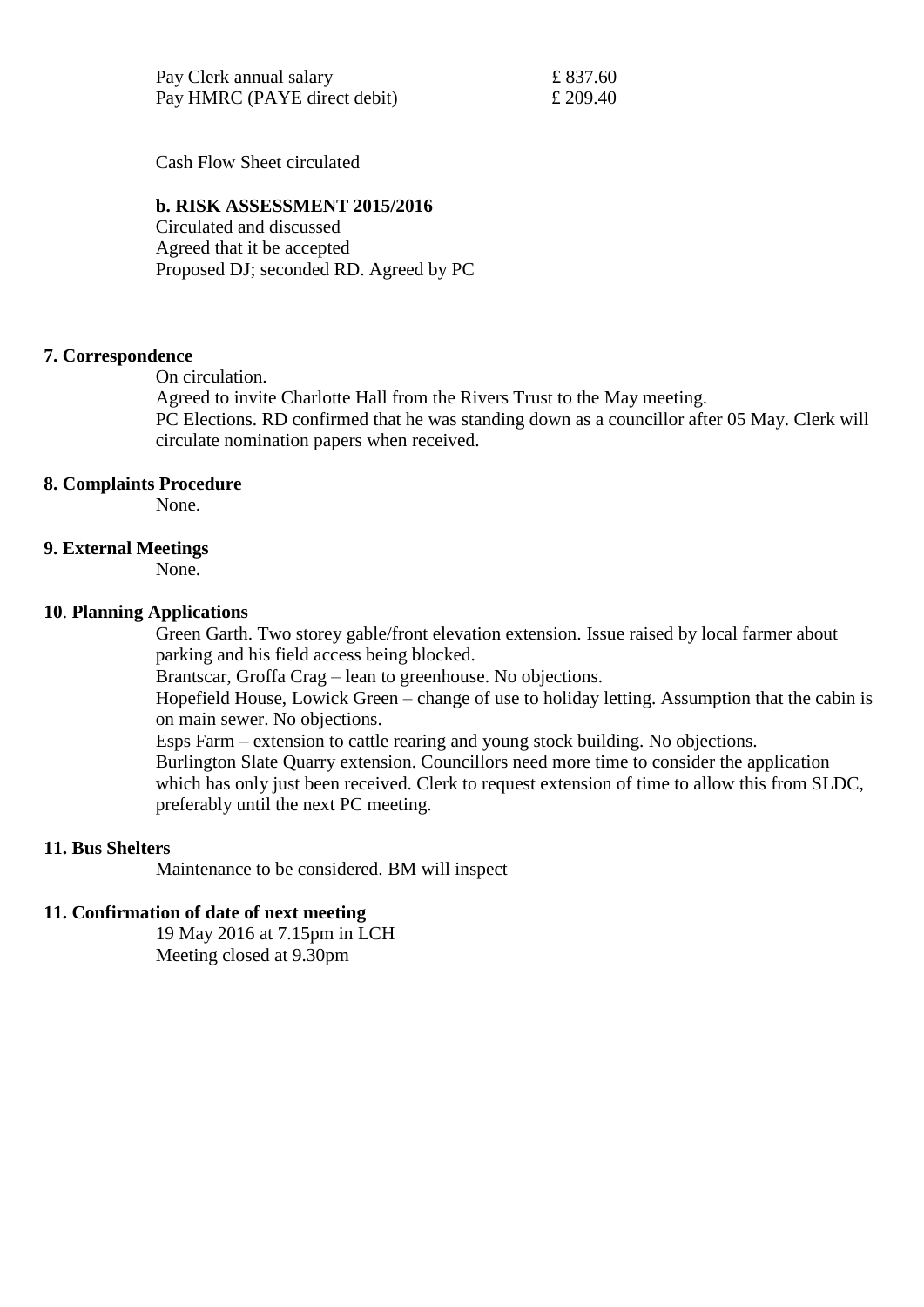| | |
|---|---|
| Pay Clerk annual salary | £ 837.60 |
| Pay HMRC (PAYE direct debit) | £ 209.40 |

Cash Flow Sheet circulated

**b. RISK ASSESSMENT 2015/2016**
Circulated and discussed
Agreed that it be accepted
Proposed DJ; seconded RD. Agreed by PC

**7. Correspondence**

On circulation.
Agreed to invite Charlotte Hall from the Rivers Trust to the May meeting.
PC Elections. RD confirmed that he was standing down as a councillor after 05 May. Clerk will circulate nomination papers when received.

**8. Complaints Procedure**

None.

**9. External Meetings**

None.

**10**. **Planning Applications**

Green Garth. Two storey gable/front elevation extension. Issue raised by local farmer about parking and his field access being blocked.
Brantscar, Groffa Crag – lean to greenhouse. No objections.
Hopefield House, Lowick Green – change of use to holiday letting. Assumption that the cabin is on main sewer. No objections.
Esps Farm – extension to cattle rearing and young stock building. No objections.
Burlington Slate Quarry extension. Councillors need more time to consider the application which has only just been received. Clerk to request extension of time to allow this from SLDC, preferably until the next PC meeting.

**11. Bus Shelters**

Maintenance to be considered. BM will inspect

**11. Confirmation of date of next meeting**

19 May 2016 at 7.15pm in LCH
Meeting closed at 9.30pm